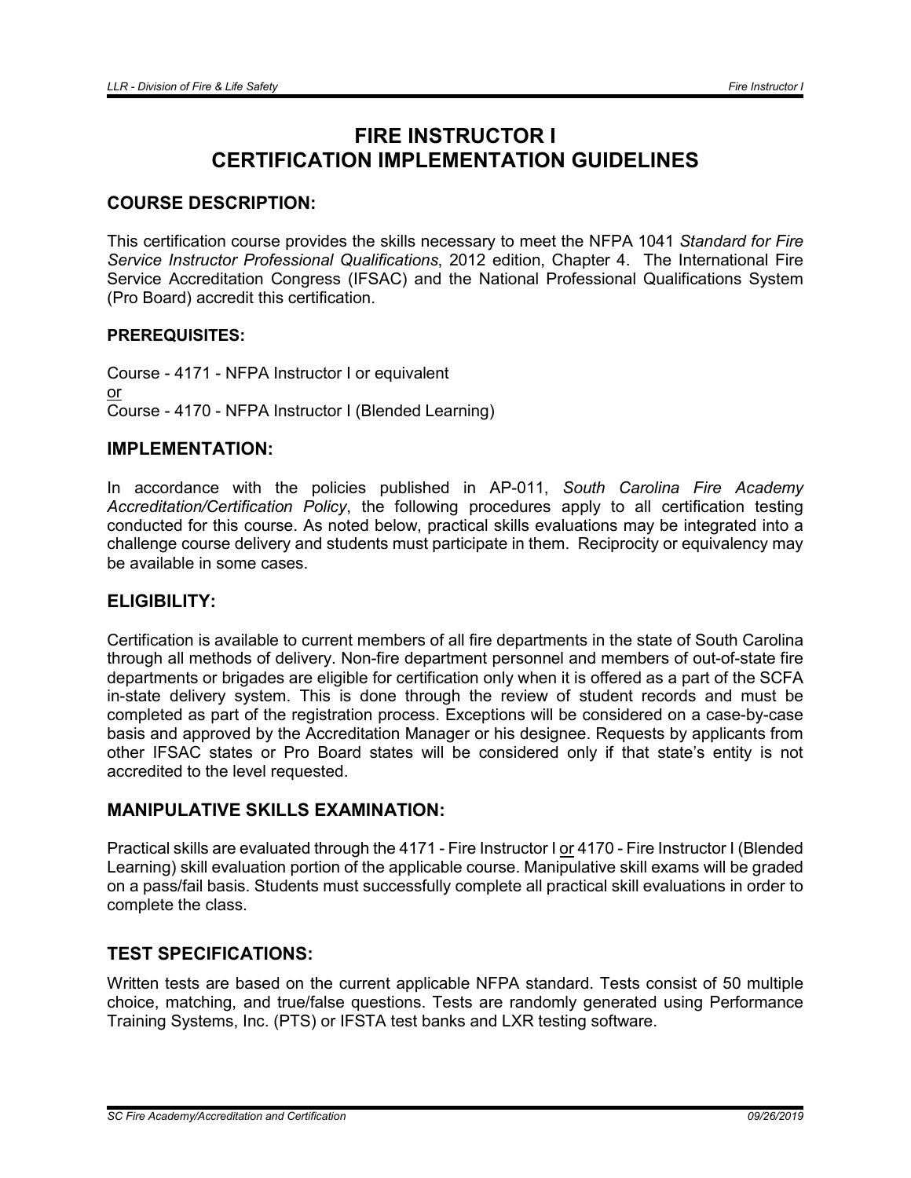# FIRE INSTRUCTOR I
# CERTIFICATION IMPLEMENTATION GUIDELINES

## COURSE DESCRIPTION:

This certification course provides the skills necessary to meet the NFPA 1041 *Standard for Fire Service Instructor Professional Qualifications*, 2012 edition, Chapter 4. The International Fire Service Accreditation Congress (IFSAC) and the National Professional Qualifications System (Pro Board) accredit this certification.

### PREREQUISITES:

Course - 4171 - NFPA Instructor I or equivalent
or
Course - 4170 - NFPA Instructor I (Blended Learning)

## IMPLEMENTATION:

In accordance with the policies published in AP-011, *South Carolina Fire Academy Accreditation/Certification Policy*, the following procedures apply to all certification testing conducted for this course. As noted below, practical skills evaluations may be integrated into a challenge course delivery and students must participate in them. Reciprocity or equivalency may be available in some cases.

## ELIGIBILITY:

Certification is available to current members of all fire departments in the state of South Carolina through all methods of delivery. Non-fire department personnel and members of out-of-state fire departments or brigades are eligible for certification only when it is offered as a part of the SCFA in-state delivery system. This is done through the review of student records and must be completed as part of the registration process. Exceptions will be considered on a case-by-case basis and approved by the Accreditation Manager or his designee. Requests by applicants from other IFSAC states or Pro Board states will be considered only if that state's entity is not accredited to the level requested.

## MANIPULATIVE SKILLS EXAMINATION:

Practical skills are evaluated through the 4171 - Fire Instructor I or 4170 - Fire Instructor I (Blended Learning) skill evaluation portion of the applicable course. Manipulative skill exams will be graded on a pass/fail basis. Students must successfully complete all practical skill evaluations in order to complete the class.

## TEST SPECIFICATIONS:

Written tests are based on the current applicable NFPA standard. Tests consist of 50 multiple choice, matching, and true/false questions. Tests are randomly generated using Performance Training Systems, Inc. (PTS) or IFSTA test banks and LXR testing software.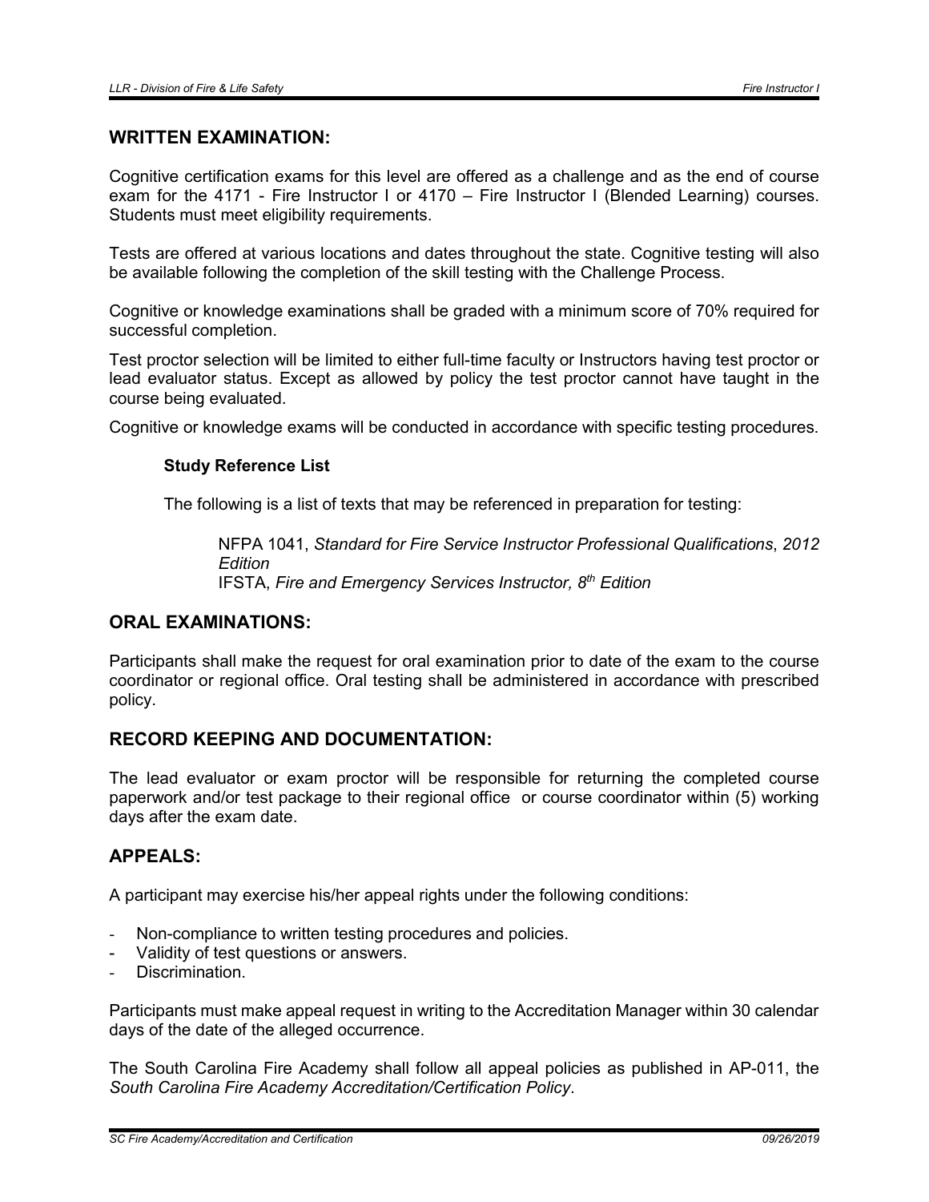## WRITTEN EXAMINATION:

Cognitive certification exams for this level are offered as a challenge and as the end of course exam for the 4171 - Fire Instructor I or 4170 – Fire Instructor I (Blended Learning) courses. Students must meet eligibility requirements.

Tests are offered at various locations and dates throughout the state. Cognitive testing will also be available following the completion of the skill testing with the Challenge Process.

Cognitive or knowledge examinations shall be graded with a minimum score of 70% required for successful completion.

Test proctor selection will be limited to either full-time faculty or Instructors having test proctor or lead evaluator status. Except as allowed by policy the test proctor cannot have taught in the course being evaluated.

Cognitive or knowledge exams will be conducted in accordance with specific testing procedures.

### Study Reference List

The following is a list of texts that may be referenced in preparation for testing:

NFPA 1041, *Standard for Fire Service Instructor Professional Qualifications*, *2012 Edition*
IFSTA, *Fire and Emergency Services Instructor, 8th Edition*

## ORAL EXAMINATIONS:

Participants shall make the request for oral examination prior to date of the exam to the course coordinator or regional office. Oral testing shall be administered in accordance with prescribed policy.

## RECORD KEEPING AND DOCUMENTATION:

The lead evaluator or exam proctor will be responsible for returning the completed course paperwork and/or test package to their regional office or course coordinator within (5) working days after the exam date.

## APPEALS:

A participant may exercise his/her appeal rights under the following conditions:

- Non-compliance to written testing procedures and policies.
- Validity of test questions or answers.
- Discrimination.

Participants must make appeal request in writing to the Accreditation Manager within 30 calendar days of the date of the alleged occurrence.

The South Carolina Fire Academy shall follow all appeal policies as published in AP-011, the *South Carolina Fire Academy Accreditation/Certification Policy*.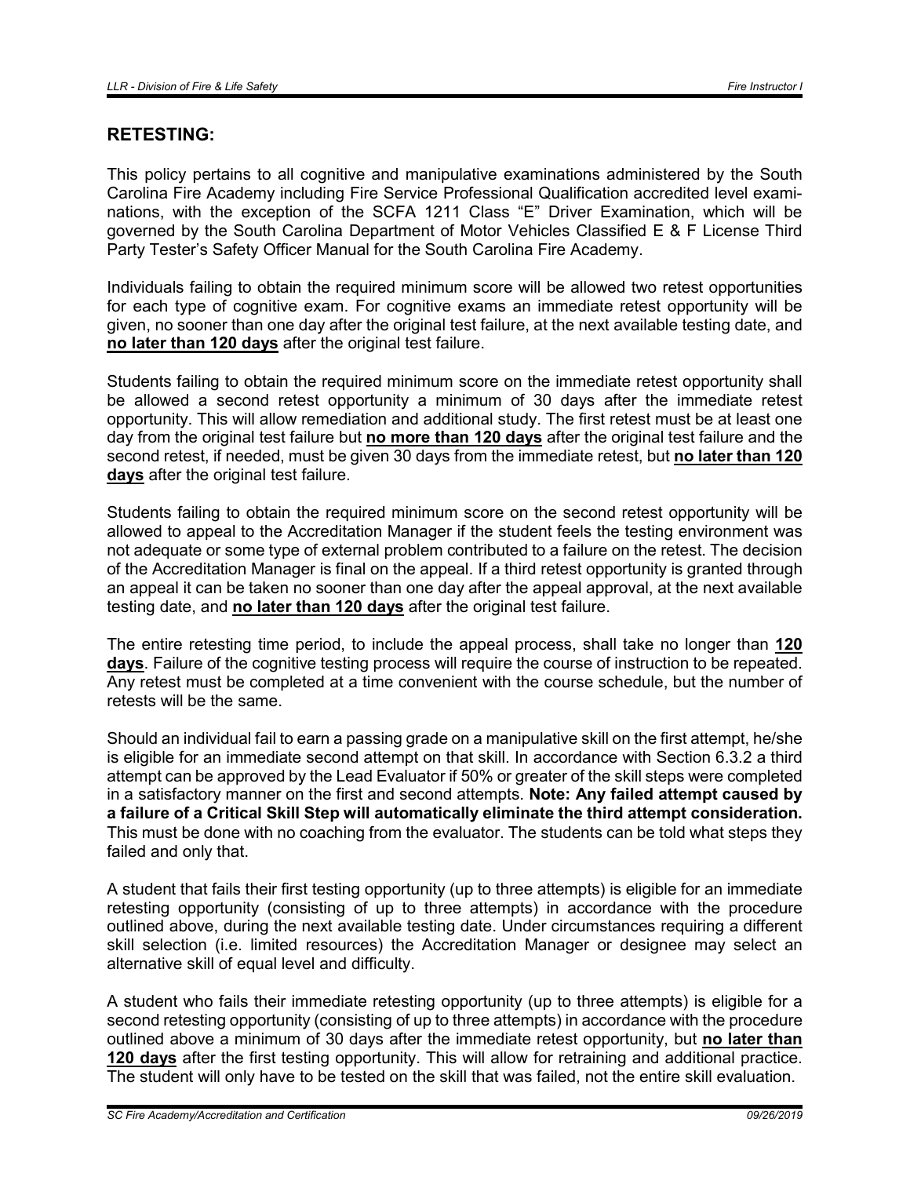## RETESTING:

This policy pertains to all cognitive and manipulative examinations administered by the South Carolina Fire Academy including Fire Service Professional Qualification accredited level examinations, with the exception of the SCFA 1211 Class "E" Driver Examination, which will be governed by the South Carolina Department of Motor Vehicles Classified E & F License Third Party Tester's Safety Officer Manual for the South Carolina Fire Academy.

Individuals failing to obtain the required minimum score will be allowed two retest opportunities for each type of cognitive exam. For cognitive exams an immediate retest opportunity will be given, no sooner than one day after the original test failure, at the next available testing date, and **no later than 120 days** after the original test failure.

Students failing to obtain the required minimum score on the immediate retest opportunity shall be allowed a second retest opportunity a minimum of 30 days after the immediate retest opportunity. This will allow remediation and additional study. The first retest must be at least one day from the original test failure but **no more than 120 days** after the original test failure and the second retest, if needed, must be given 30 days from the immediate retest, but **no later than 120 days** after the original test failure.

Students failing to obtain the required minimum score on the second retest opportunity will be allowed to appeal to the Accreditation Manager if the student feels the testing environment was not adequate or some type of external problem contributed to a failure on the retest. The decision of the Accreditation Manager is final on the appeal. If a third retest opportunity is granted through an appeal it can be taken no sooner than one day after the appeal approval, at the next available testing date, and **no later than 120 days** after the original test failure.

The entire retesting time period, to include the appeal process, shall take no longer than **120 days**. Failure of the cognitive testing process will require the course of instruction to be repeated. Any retest must be completed at a time convenient with the course schedule, but the number of retests will be the same.

Should an individual fail to earn a passing grade on a manipulative skill on the first attempt, he/she is eligible for an immediate second attempt on that skill. In accordance with Section 6.3.2 a third attempt can be approved by the Lead Evaluator if 50% or greater of the skill steps were completed in a satisfactory manner on the first and second attempts. **Note: Any failed attempt caused by a failure of a Critical Skill Step will automatically eliminate the third attempt consideration.** This must be done with no coaching from the evaluator. The students can be told what steps they failed and only that.

A student that fails their first testing opportunity (up to three attempts) is eligible for an immediate retesting opportunity (consisting of up to three attempts) in accordance with the procedure outlined above, during the next available testing date. Under circumstances requiring a different skill selection (i.e. limited resources) the Accreditation Manager or designee may select an alternative skill of equal level and difficulty.

A student who fails their immediate retesting opportunity (up to three attempts) is eligible for a second retesting opportunity (consisting of up to three attempts) in accordance with the procedure outlined above a minimum of 30 days after the immediate retest opportunity, but **no later than 120 days** after the first testing opportunity. This will allow for retraining and additional practice. The student will only have to be tested on the skill that was failed, not the entire skill evaluation.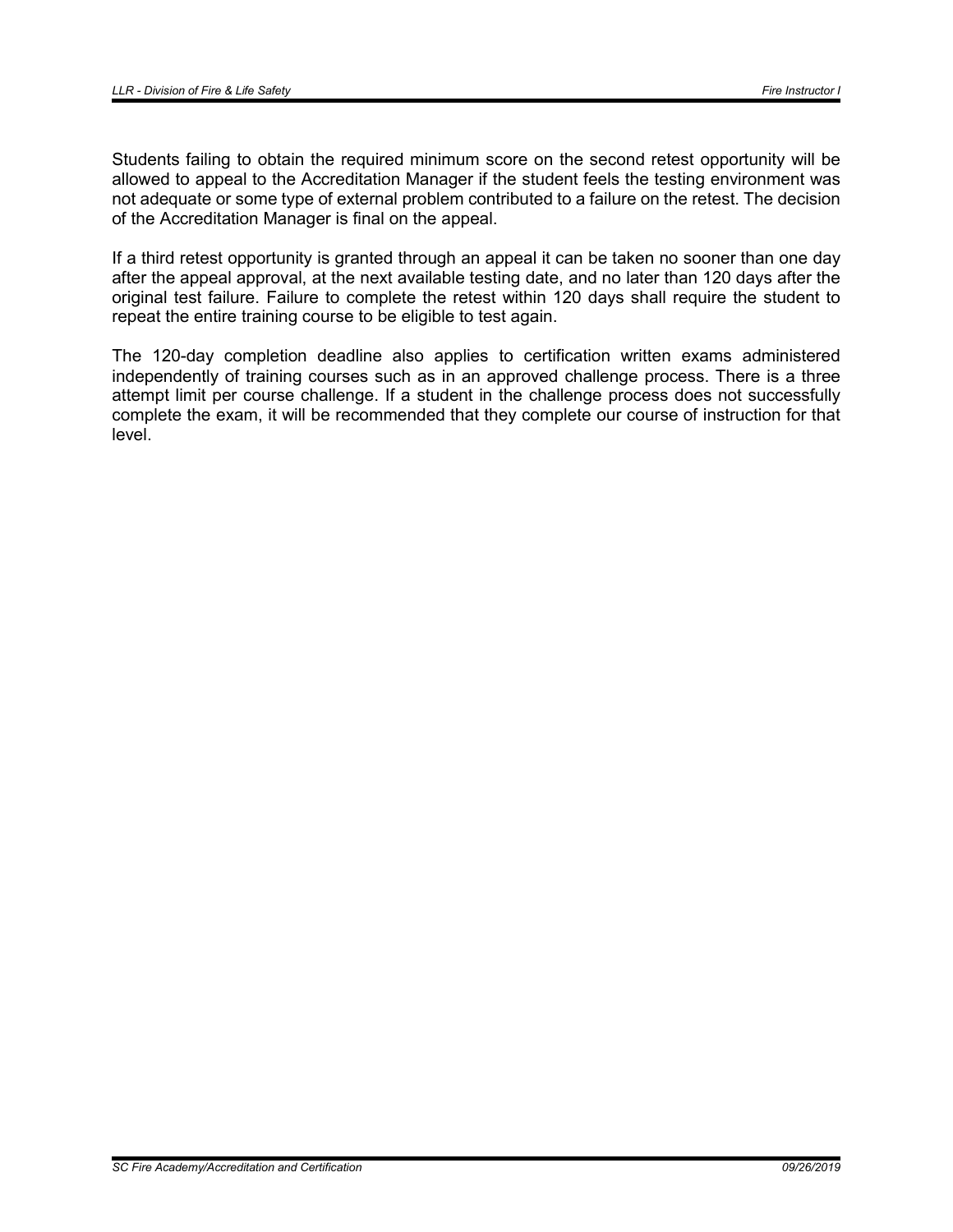Students failing to obtain the required minimum score on the second retest opportunity will be allowed to appeal to the Accreditation Manager if the student feels the testing environment was not adequate or some type of external problem contributed to a failure on the retest. The decision of the Accreditation Manager is final on the appeal.

If a third retest opportunity is granted through an appeal it can be taken no sooner than one day after the appeal approval, at the next available testing date, and no later than 120 days after the original test failure. Failure to complete the retest within 120 days shall require the student to repeat the entire training course to be eligible to test again.

The 120-day completion deadline also applies to certification written exams administered independently of training courses such as in an approved challenge process. There is a three attempt limit per course challenge. If a student in the challenge process does not successfully complete the exam, it will be recommended that they complete our course of instruction for that level.